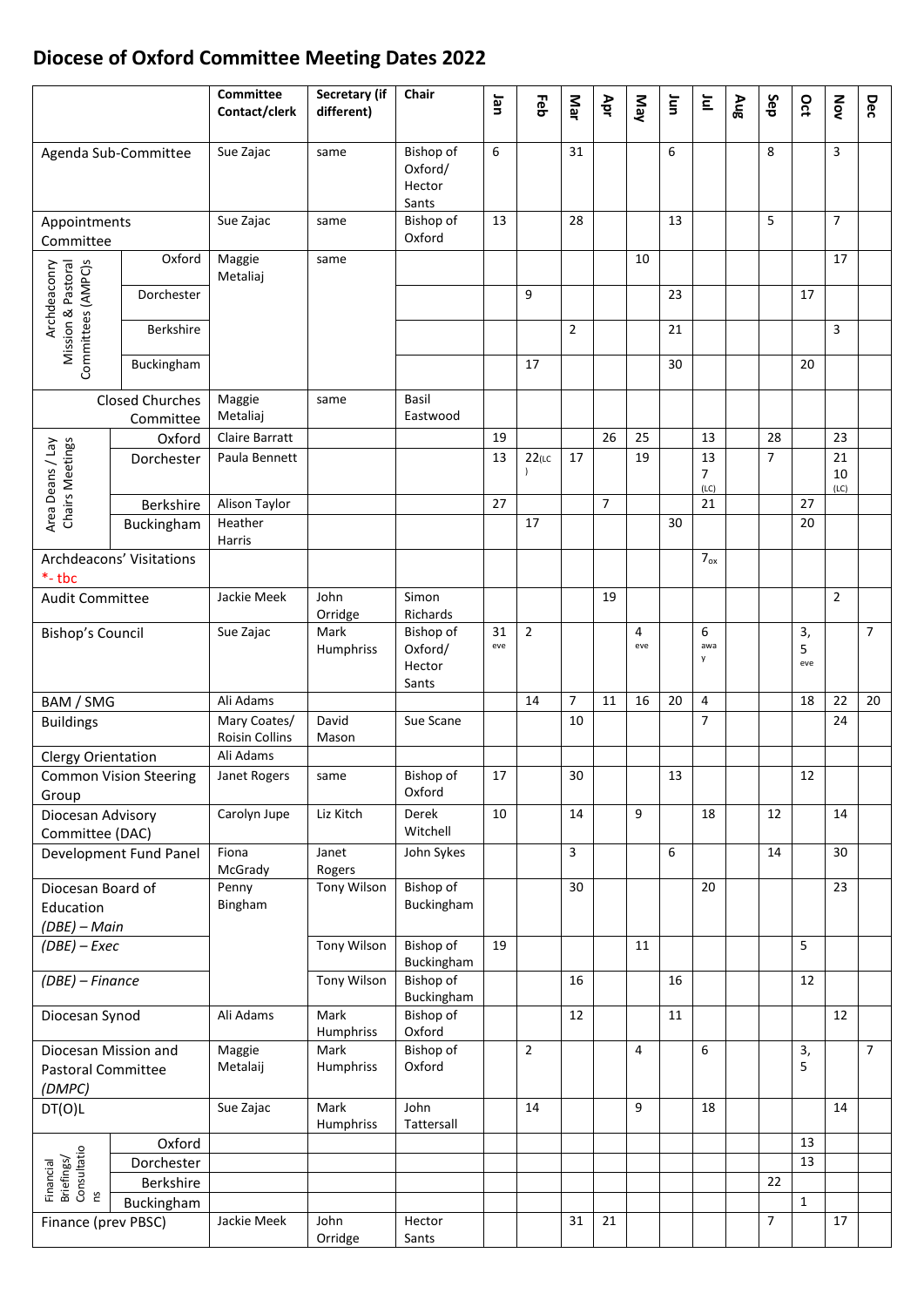# Diocese of Oxford Committee Meeting Dates 2022

| | | Committee Contact/clerk | Secretary (if different) | Chair | Jan | Feb | Mar | Apr | May | Jun | Jul | Aug | Sep | Oct | Nov | Dec |
|---|---|---|---|---|---|---|---|---|---|---|---|---|---|---|---|---|
| Agenda Sub-Committee | | Sue Zajac | same | Bishop of Oxford/ Hector Sants | 6 | | 31 | | | 6 | | | 8 | | 3 | |
| Appointments Committee | | Sue Zajac | same | Bishop of Oxford | 13 | | 28 | | | 13 | | | 5 | | 7 | |
| Archdeaconry Mission & Pastoral Committees (AMPC)s | Oxford | Maggie Metaliaj | same | | | | | | 10 | | | | | | 17 | |
| | Dorchester | | | | | 9 | | | | 23 | | | | 17 | | |
| | Berkshire | | | | | | 2 | | | 21 | | | | | 3 | |
| | Buckingham | | | | | 17 | | | | 30 | | | | 20 | | |
| Closed Churches Committee | | Maggie Metaliaj | same | Basil Eastwood | | | | | | | | | | | | |
| Area Deans / Lay Chairs Meetings | Oxford | Claire Barratt | | | 19 | | | 26 | 25 | | 13 | | 28 | | 23 | |
| | Dorchester | Paula Bennett | | | 13 | 22(LC) | 17 | | 19 | | 13 7 (LC) | | 7 | | 21 10 (LC) | |
| | Berkshire | Alison Taylor | | | 27 | | | 7 | | | 21 | | | 27 | | |
| | Buckingham | Heather Harris | | | | 17 | | | | 30 | | | | 20 | | |
| Archdeacons' Visitations *- tbc | | | | | | | | | | | 7ox | | | | | |
| Audit Committee | | Jackie Meek | John Orridge | Simon Richards | | | | 19 | | | | | | | 2 | |
| Bishop's Council | | Sue Zajac | Mark Humphriss | Bishop of Oxford/ Hector Sants | 31 eve | 2 | | | 4 eve | | 6 away | | | 3, 5 eve | | 7 |
| BAM / SMG | | Ali Adams | | | | 14 | 7 | 11 | 16 | 20 | 4 | | | 18 | 22 | 20 |
| Buildings | | Mary Coates/ Roisin Collins | David Mason | Sue Scane | | | 10 | | | | 7 | | | | 24 | |
| Clergy Orientation | | Ali Adams | | | | | | | | | | | | | | |
| Common Vision Steering Group | | Janet Rogers | same | Bishop of Oxford | 17 | | 30 | | | 13 | | | | 12 | | |
| Diocesan Advisory Committee (DAC) | | Carolyn Jupe | Liz Kitch | Derek Witchell | 10 | | 14 | | 9 | | 18 | | 12 | | 14 | |
| Development Fund Panel | | Fiona McGrady | Janet Rogers | John Sykes | | | 3 | | | 6 | | | 14 | | 30 | |
| Diocesan Board of Education *(DBE) – Main* | | Penny Bingham | Tony Wilson | Bishop of Buckingham | | | 30 | | | | 20 | | | | 23 | |
| *(DBE) – Exec* | | | Tony Wilson | Bishop of Buckingham | 19 | | | | 11 | | | | | 5 | | |
| *(DBE) – Finance* | | | Tony Wilson | Bishop of Buckingham | | | 16 | | | 16 | | | | 12 | | |
| Diocesan Synod | | Ali Adams | Mark Humphriss | Bishop of Oxford | | | 12 | | | 11 | | | | | 12 | |
| Diocesan Mission and Pastoral Committee *(DMPC)* | | Maggie Metalaij | Mark Humphriss | Bishop of Oxford | | 2 | | | 4 | | 6 | | | 3, 5 | | 7 |
| DT(O)L | | Sue Zajac | Mark Humphriss | John Tattersall | | 14 | | | 9 | | 18 | | | | 14 | |
| Financial Briefings/ Consultations | Oxford | | | | | | | | | | | | | 13 | | |
| | Dorchester | | | | | | | | | | | | | 13 | | |
| | Berkshire | | | | | | | | | | | | 22 | | | |
| | Buckingham | | | | | | | | | | | | | 1 | | |
| Finance (prev PBSC) | | Jackie Meek | John Orridge | Hector Sants | | | 31 | 21 | | | | | 7 | | 17 | |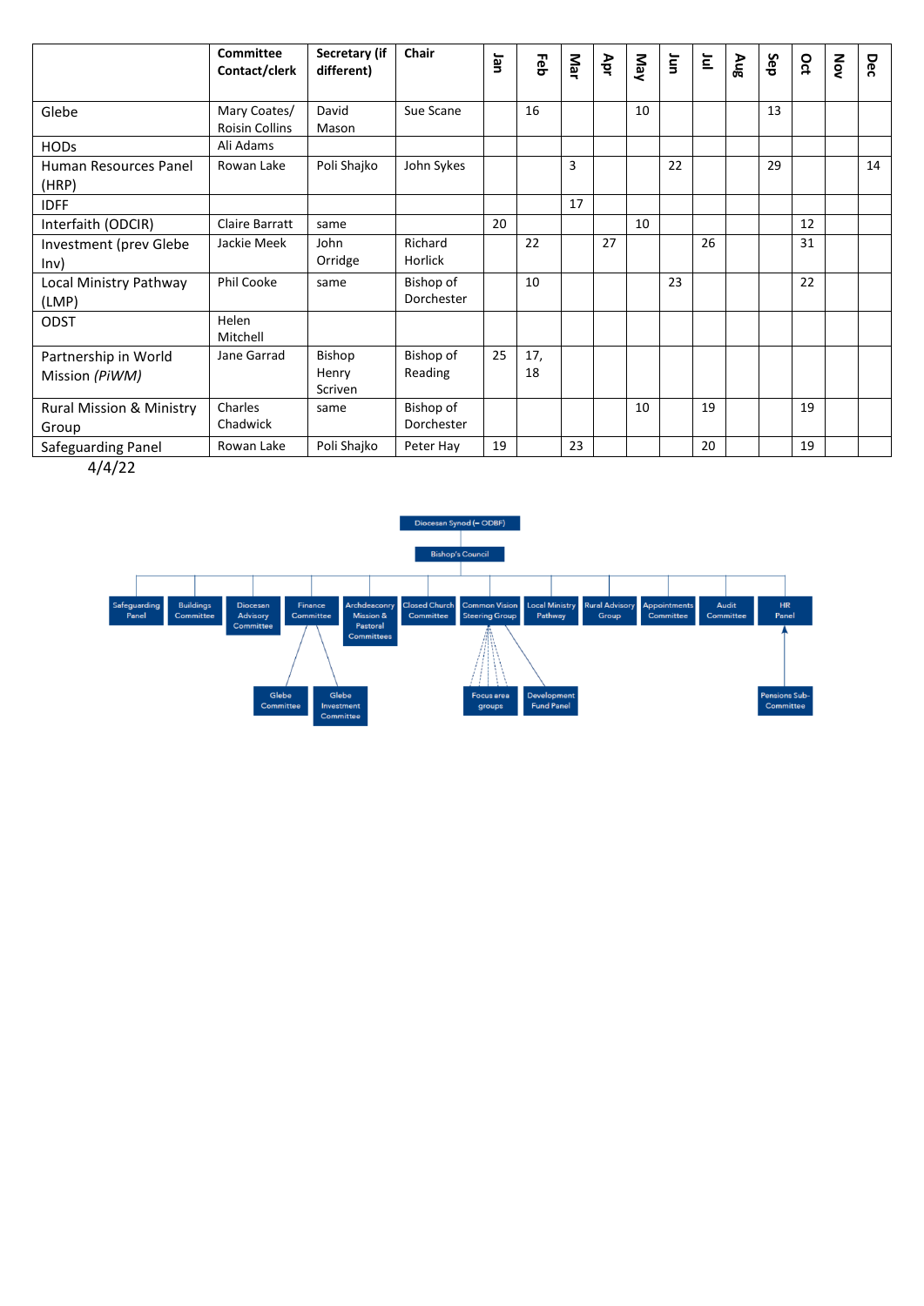| | Committee Contact/clerk | Secretary (if different) | Chair | Jan | Feb | Mar | Apr | May | Jun | Jul | Aug | Sep | Oct | Nov | Dec |
|---|---|---|---|---|---|---|---|---|---|---|---|---|---|---|---|
| Glebe | Mary Coates/ Roisin Collins | David Mason | Sue Scane | | 16 | | | 10 | | | | 13 | | | |
| HODs | Ali Adams | | | | | | | | | | | | | | |
| Human Resources Panel (HRP) | Rowan Lake | Poli Shajko | John Sykes | | | 3 | | | 22 | | | 29 | | | 14 |
| IDFF | | | | | | 17 | | | | | | | | | |
| Interfaith (ODCIR) | Claire Barratt | same | | 20 | | | | 10 | | | | | 12 | | |
| Investment (prev Glebe Inv) | Jackie Meek | John Orridge | Richard Horlick | | 22 | | 27 | | | 26 | | | 31 | | |
| Local Ministry Pathway (LMP) | Phil Cooke | same | Bishop of Dorchester | | 10 | | | | 23 | | | | 22 | | |
| ODST | Helen Mitchell | | | | | | | | | | | | | | |
| Partnership in World Mission *(PiWM)* | Jane Garrad | Bishop Henry Scriven | Bishop of Reading | 25 | 17, 18 | | | | | | | | | | |
| Rural Mission & Ministry Group | Charles Chadwick | same | Bishop of Dorchester | | | | | 10 | | 19 | | | 19 | | |
| Safeguarding Panel | Rowan Lake | Poli Shajko | Peter Hay | 19 | | 23 | | | | 20 | | | 19 | | |

4/4/22

Diocesan Synod (= ODBF)
Bishop's Council
Safeguarding Panel
Buildings Committee
Diocesan Advisory Committee
Finance Committee
Archdeaconry Mission & Pastoral Committees
Closed Church Committee
Common Vision Steering Group
Local Ministry Pathway
Rural Advisory Group
Appointments Committee
Audit Committee
HR Panel
Glebe Committee
Glebe Investment Committee
Focus area groups
Development Fund Panel
Pensions Sub-Committee